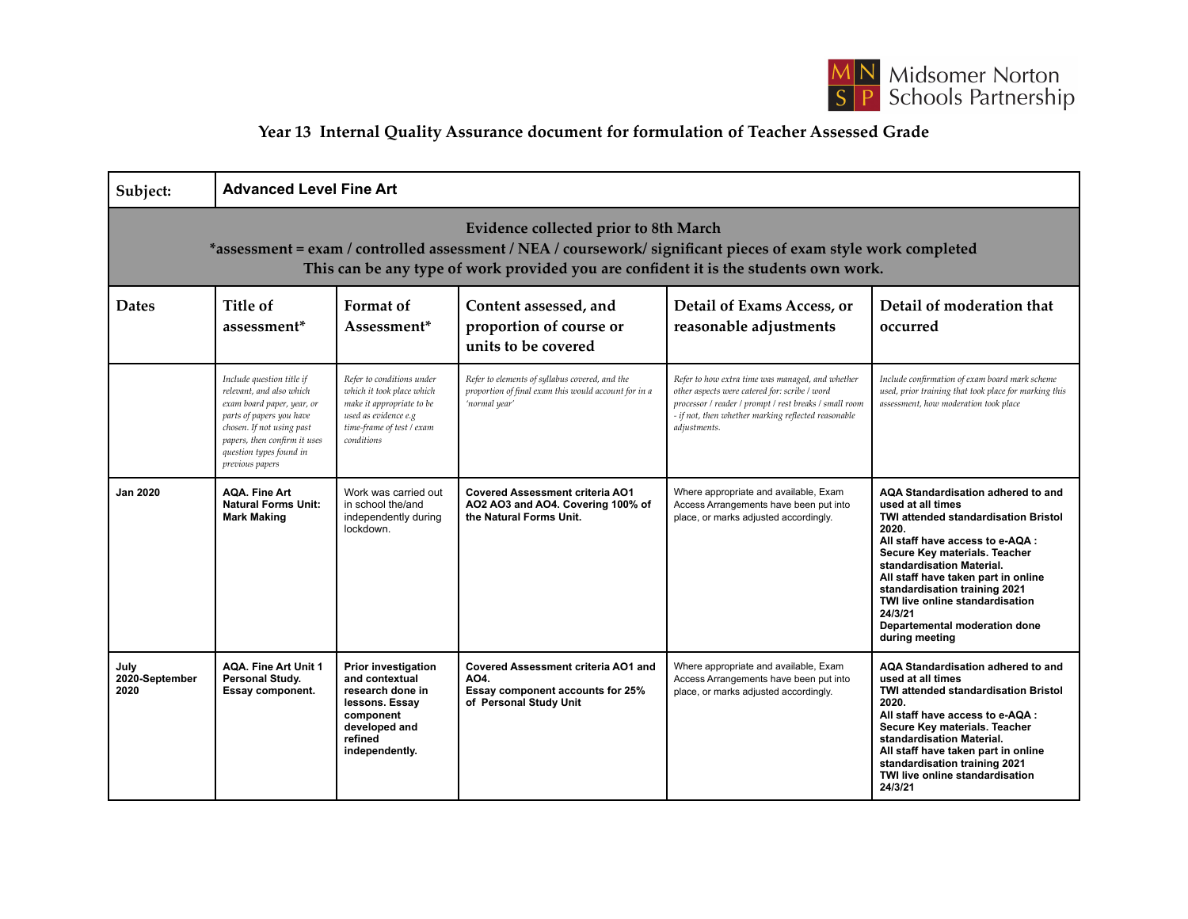Midsomer Norton Schools Partnership

## Year 13 Internal Quality Assurance document for formulation of Teacher Assessed Grade

| Subject: | **Advanced Level Fine Art** | | | | |
|---|---|---|---|---|---|
| **Evidence collected prior to 8th March**<br>***assessment = exam / controlled assessment / NEA / coursework/ significant pieces of exam style work completed**<br>**This can be any type of work provided you are confident it is the students own work.** | | | | | |
| Dates | Title of assessment* | Format of Assessment* | Content assessed, and proportion of course or units to be covered | Detail of Exams Access, or reasonable adjustments | Detail of moderation that occurred |
| | *Include question title if relevant, and also which exam board paper, year, or parts of papers you have chosen. If not using past papers, then confirm it uses question types found in previous papers* | *Refer to conditions under which it took place which make it appropriate to be used as evidence e.g time-frame of test / exam conditions* | *Refer to elements of syllabus covered, and the proportion of final exam this would account for in a 'normal year'* | *Refer to how extra time was managed, and whether other aspects were catered for: scribe / word processor / reader / prompt / rest breaks / small room - if not, then whether marking reflected reasonable adjustments.* | *Include confirmation of exam board mark scheme used, prior training that took place for marking this assessment, how moderation took place* |
| **Jan 2020** | **AQA. Fine Art Natural Forms Unit: Mark Making** | Work was carried out in school the/and independently during lockdown. | **Covered Assessment criteria AO1 AO2 AO3 and AO4. Covering 100% of the Natural Forms Unit.** | Where appropriate and available, Exam Access Arrangements have been put into place, or marks adjusted accordingly. | **AQA Standardisation adhered to and used at all times**<br>**TWI attended standardisation Bristol 2020.**<br>**All staff have access to e-AQA : Secure Key materials. Teacher standardisation Material.**<br>**All staff have taken part in online standardisation training 2021**<br>**TWI live online standardisation 24/3/21**<br>**Departemental moderation done during meeting** |
| **July 2020-September 2020** | **AQA. Fine Art Unit 1 Personal Study. Essay component.** | **Prior investigation and contextual research done in lessons. Essay component developed and refined independently.** | **Covered Assessment criteria AO1 and AO4.**<br>**Essay component accounts for 25% of Personal Study Unit** | Where appropriate and available, Exam Access Arrangements have been put into place, or marks adjusted accordingly. | **AQA Standardisation adhered to and used at all times**<br>**TWI attended standardisation Bristol 2020.**<br>**All staff have access to e-AQA : Secure Key materials. Teacher standardisation Material.**<br>**All staff have taken part in online standardisation training 2021**<br>**TWI live online standardisation 24/3/21** |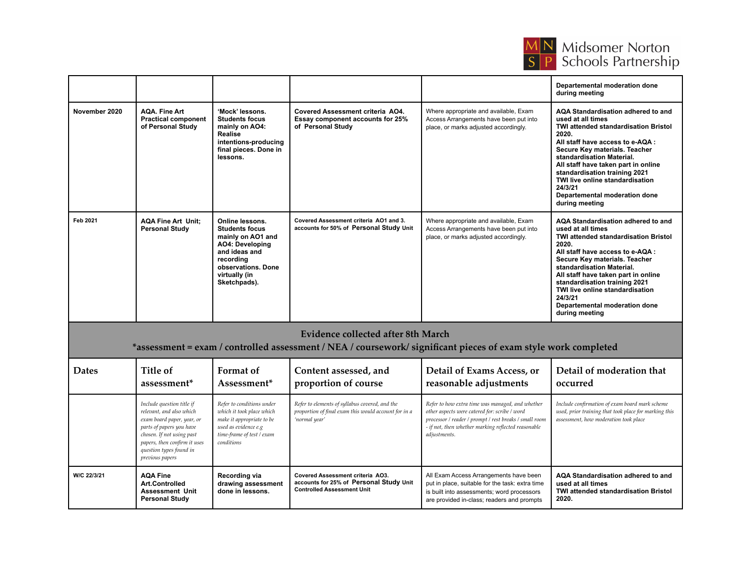| | | | | | |
|---|---|---|---|---|---|
| | | | | | **Departemental moderation done during meeting** |
| **November 2020** | **AQA. Fine Art Practical component of Personal Study** | **'Mock' lessons. Students focus mainly on AO4: Realise intentions-producing final pieces. Done in lessons.** | **Covered Assessment criteria AO4. Essay component accounts for 25% of Personal Study** | Where appropriate and available, Exam Access Arrangements have been put into place, or marks adjusted accordingly. | **AQA Standardisation adhered to and used at all times**<br>**TWI attended standardisation Bristol 2020.**<br>**All staff have access to e-AQA : Secure Key materials. Teacher standardisation Material.**<br>**All staff have taken part in online standardisation training 2021**<br>**TWI live online standardisation 24/3/21**<br>**Departemental moderation done during meeting** |
| **Feb 2021** | **AQA Fine Art Unit; Personal Study** | **Online lessons. Students focus mainly on AO1 and AO4: Developing and ideas and recording observations. Done virtually (in Sketchpads).** | **Covered Assessment criteria AO1 and 3. accounts for 50% of Personal Study Unit** | Where appropriate and available, Exam Access Arrangements have been put into place, or marks adjusted accordingly. | **AQA Standardisation adhered to and used at all times**<br>**TWI attended standardisation Bristol 2020.**<br>**All staff have access to e-AQA : Secure Key materials. Teacher standardisation Material.**<br>**All staff have taken part in online standardisation training 2021**<br>**TWI live online standardisation 24/3/21**<br>**Departemental moderation done during meeting** |

## Evidence collected after 8th March

**\*assessment = exam / controlled assessment / NEA / coursework/ significant pieces of exam style work completed**

| Dates | Title of assessment* | Format of Assessment* | Content assessed, and proportion of course | Detail of Exams Access, or reasonable adjustments | Detail of moderation that occurred |
|---|---|---|---|---|---|
| | *Include question title if relevant, and also which exam board paper, year, or parts of papers you have chosen. If not using past papers, then confirm it uses question types found in previous papers* | *Refer to conditions under which it took place which make it appropriate to be used as evidence e.g time-frame of test / exam conditions* | *Refer to elements of syllabus covered, and the proportion of final exam this would account for in a 'normal year'* | *Refer to how extra time was managed, and whether other aspects were catered for: scribe / word processor / reader / prompt / rest breaks / small room - if not, then whether marking reflected reasonable adjustments.* | *Include confirmation of exam board mark scheme used, prior training that took place for marking this assessment, how moderation took place* |
| **W/C 22/3/21** | **AQA Fine Art.Controlled Assessment Unit Personal Study** | **Recording via drawing assessment done in lessons.** | **Covered Assessment criteria AO3. accounts for 25% of Personal Study Unit Controlled Assessment Unit** | All Exam Access Arrangements have been put in place, suitable for the task: extra time is built into assessments; word processors are provided in-class; readers and prompts | **AQA Standardisation adhered to and used at all times**<br>**TWI attended standardisation Bristol 2020.** |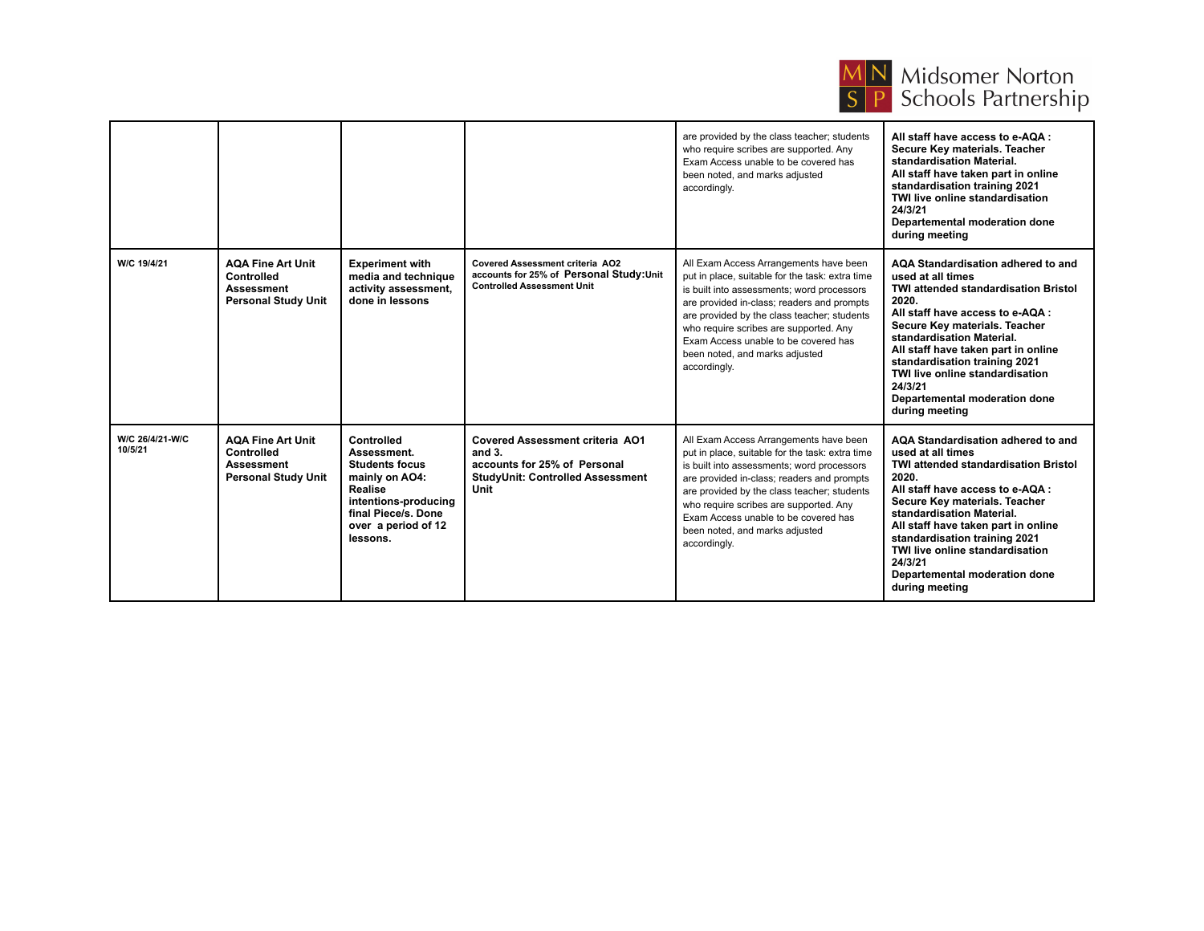| | | | | | |
|---|---|---|---|---|---|
| | | | | are provided by the class teacher; students who require scribes are supported. Any Exam Access unable to be covered has been noted, and marks adjusted accordingly. | **All staff have access to e-AQA : Secure Key materials. Teacher standardisation Material. All staff have taken part in online standardisation training 2021 TWI live online standardisation 24/3/21 Departemental moderation done during meeting** |
| **W/C 19/4/21** | **AQA Fine Art Unit Controlled Assessment Personal Study Unit** | **Experiment with media and technique activity assessment, done in lessons** | **Covered Assessment criteria AO2 accounts for 25% of Personal Study:Unit Controlled Assessment Unit** | All Exam Access Arrangements have been put in place, suitable for the task: extra time is built into assessments; word processors are provided in-class; readers and prompts are provided by the class teacher; students who require scribes are supported. Any Exam Access unable to be covered has been noted, and marks adjusted accordingly. | **AQA Standardisation adhered to and used at all times TWI attended standardisation Bristol 2020. All staff have access to e-AQA : Secure Key materials. Teacher standardisation Material. All staff have taken part in online standardisation training 2021 TWI live online standardisation 24/3/21 Departemental moderation done during meeting** |
| **W/C 26/4/21-W/C 10/5/21** | **AQA Fine Art Unit Controlled Assessment Personal Study Unit** | **Controlled Assessment. Students focus mainly on AO4: Realise intentions-producing final Piece/s. Done over a period of 12 lessons.** | **Covered Assessment criteria AO1 and 3. accounts for 25% of Personal StudyUnit: Controlled Assessment Unit** | All Exam Access Arrangements have been put in place, suitable for the task: extra time is built into assessments; word processors are provided in-class; readers and prompts are provided by the class teacher; students who require scribes are supported. Any Exam Access unable to be covered has been noted, and marks adjusted accordingly. | **AQA Standardisation adhered to and used at all times TWI attended standardisation Bristol 2020. All staff have access to e-AQA : Secure Key materials. Teacher standardisation Material. All staff have taken part in online standardisation training 2021 TWI live online standardisation 24/3/21 Departemental moderation done during meeting** |